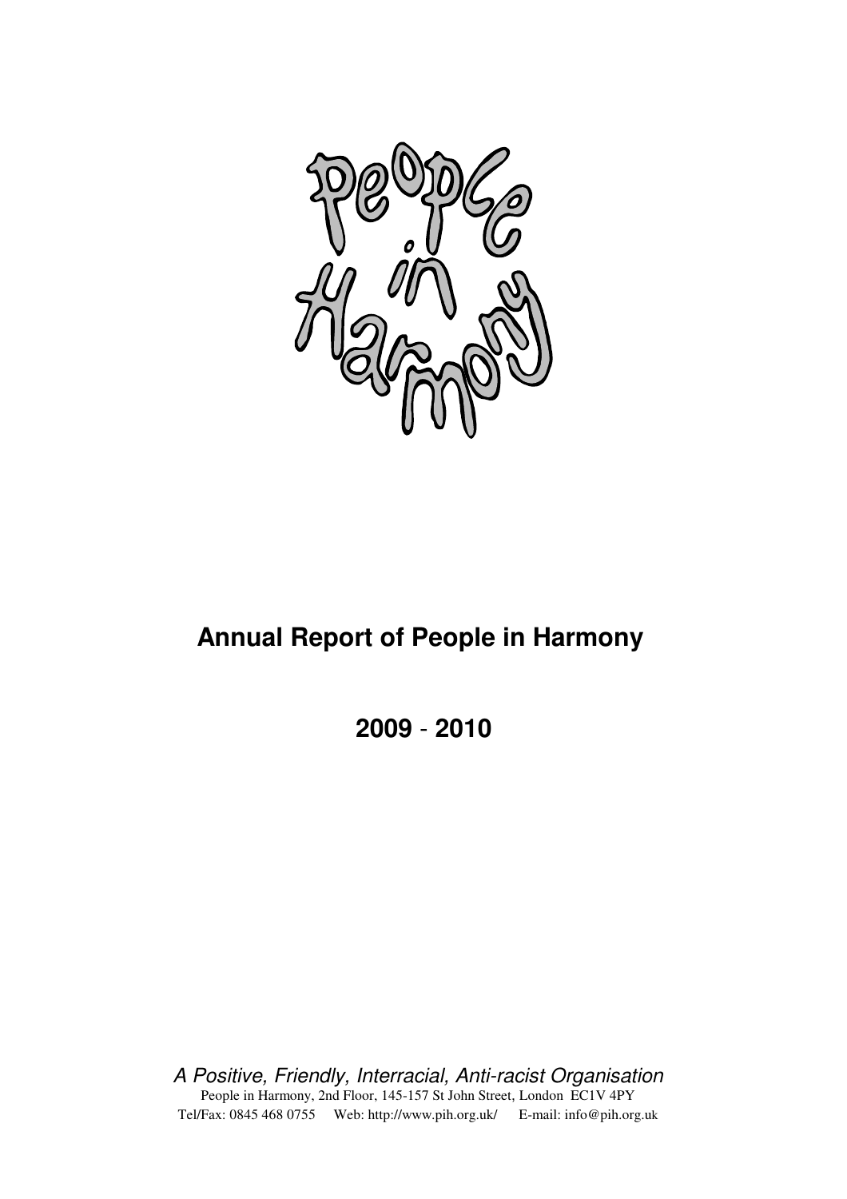# Annual Report of People in Harmony

## 2009 - 2010

*A Positive, Friendly, Interracial, Anti-racist Organisation*

People in Harmony, 2nd Floor, 145-157 St John Street, London EC1V 4PY

Tel/Fax: 0845 468 0755 Web: http://www.pih.org.uk/ E-mail: info@pih.org.uk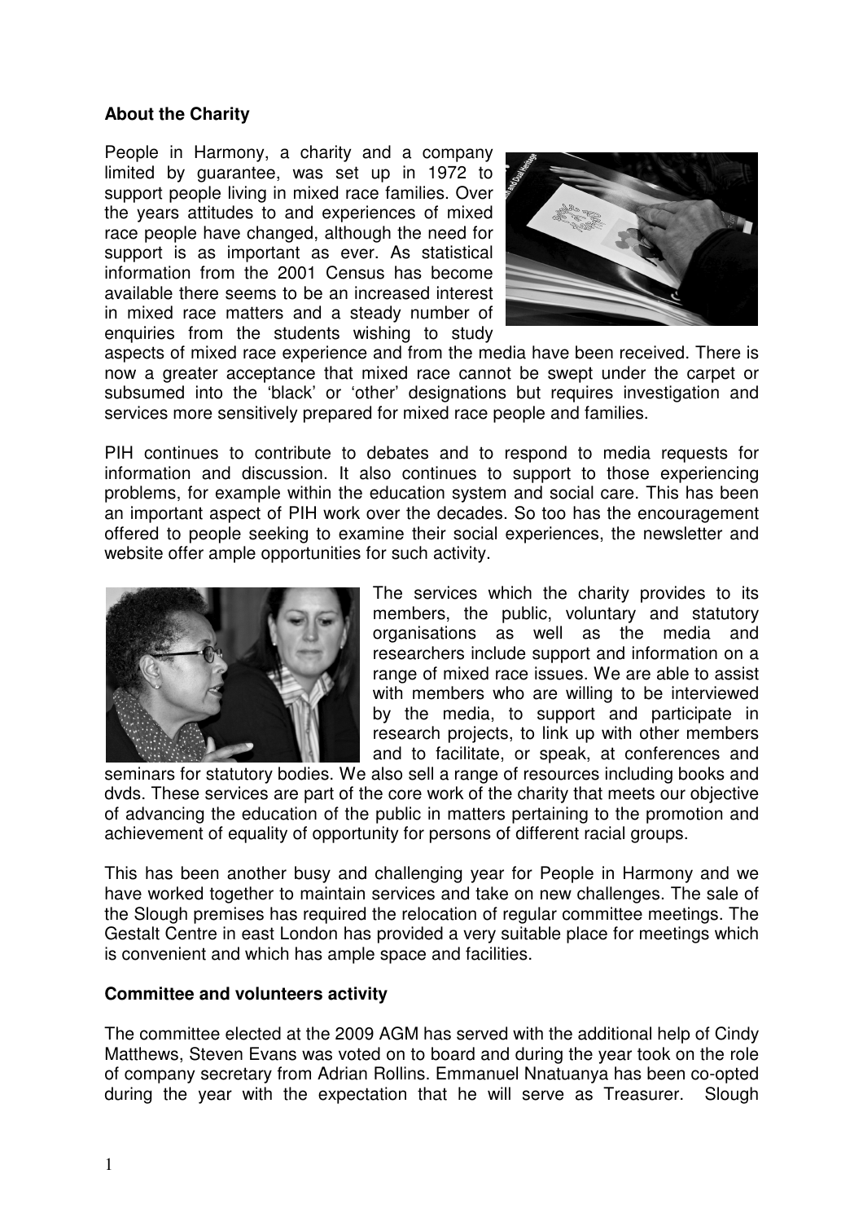**About the Charity**

People in Harmony, a charity and a company limited by guarantee, was set up in 1972 to support people living in mixed race families. Over the years attitudes to and experiences of mixed race people have changed, although the need for support is as important as ever. As statistical information from the 2001 Census has become available there seems to be an increased interest in mixed race matters and a steady number of enquiries from the students wishing to study aspects of mixed race experience and from the media have been received. There is now a greater acceptance that mixed race cannot be swept under the carpet or subsumed into the 'black' or 'other' designations but requires investigation and services more sensitively prepared for mixed race people and families.

PIH continues to contribute to debates and to respond to media requests for information and discussion. It also continues to support to those experiencing problems, for example within the education system and social care. This has been an important aspect of PIH work over the decades. So too has the encouragement offered to people seeking to examine their social experiences, the newsletter and website offer ample opportunities for such activity.

The services which the charity provides to its members, the public, voluntary and statutory organisations as well as the media and researchers include support and information on a range of mixed race issues. We are able to assist with members who are willing to be interviewed by the media, to support and participate in research projects, to link up with other members and to facilitate, or speak, at conferences and seminars for statutory bodies. We also sell a range of resources including books and dvds. These services are part of the core work of the charity that meets our objective of advancing the education of the public in matters pertaining to the promotion and achievement of equality of opportunity for persons of different racial groups.

This has been another busy and challenging year for People in Harmony and we have worked together to maintain services and take on new challenges. The sale of the Slough premises has required the relocation of regular committee meetings. The Gestalt Centre in east London has provided a very suitable place for meetings which is convenient and which has ample space and facilities.

**Committee and volunteers activity**

The committee elected at the 2009 AGM has served with the additional help of Cindy Matthews, Steven Evans was voted on to board and during the year took on the role of company secretary from Adrian Rollins. Emmanuel Nnatuanya has been co-opted during the year with the expectation that he will serve as Treasurer. Slough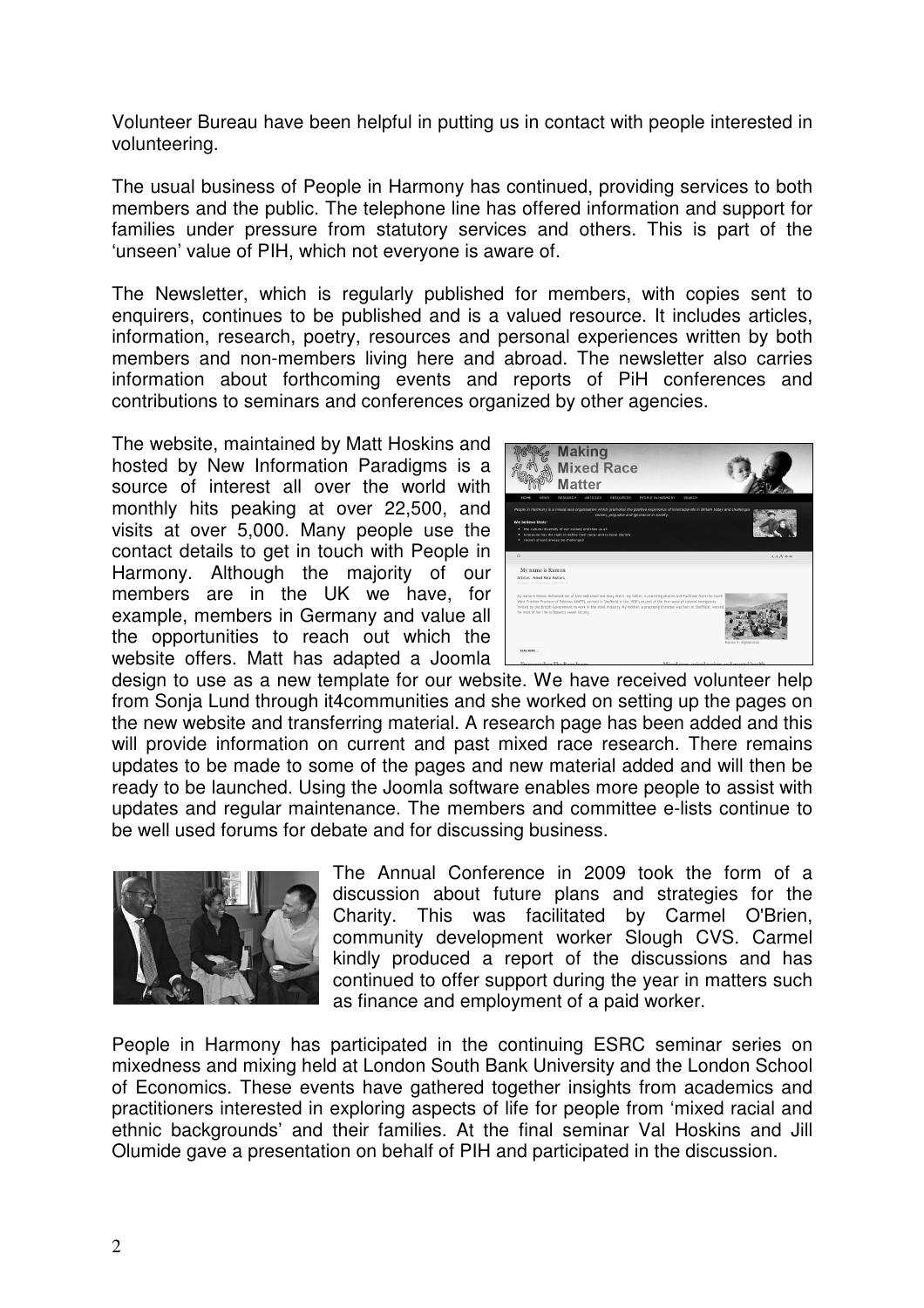Volunteer Bureau have been helpful in putting us in contact with people interested in volunteering.

The usual business of People in Harmony has continued, providing services to both members and the public. The telephone line has offered information and support for families under pressure from statutory services and others. This is part of the 'unseen' value of PIH, which not everyone is aware of.

The Newsletter, which is regularly published for members, with copies sent to enquirers, continues to be published and is a valued resource. It includes articles, information, research, poetry, resources and personal experiences written by both members and non-members living here and abroad. The newsletter also carries information about forthcoming events and reports of PiH conferences and contributions to seminars and conferences organized by other agencies.

The website, maintained by Matt Hoskins and hosted by New Information Paradigms is a source of interest all over the world with monthly hits peaking at over 22,500, and visits at over 5,000. Many people use the contact details to get in touch with People in Harmony. Although the majority of our members are in the UK we have, for example, members in Germany and value all the opportunities to reach out which the website offers. Matt has adapted a Joomla design to use as a new template for our website. We have received volunteer help from Sonja Lund through it4communities and she worked on setting up the pages on the new website and transferring material. A research page has been added and this will provide information on current and past mixed race research. There remains updates to be made to some of the pages and new material added and will then be ready to be launched. Using the Joomla software enables more people to assist with updates and regular maintenance. The members and committee e-lists continue to be well used forums for debate and for discussing business.

The Annual Conference in 2009 took the form of a discussion about future plans and strategies for the Charity. This was facilitated by Carmel O'Brien, community development worker Slough CVS. Carmel kindly produced a report of the discussions and has continued to offer support during the year in matters such as finance and employment of a paid worker.

People in Harmony has participated in the continuing ESRC seminar series on mixedness and mixing held at London South Bank University and the London School of Economics. These events have gathered together insights from academics and practitioners interested in exploring aspects of life for people from 'mixed racial and ethnic backgrounds' and their families. At the final seminar Val Hoskins and Jill Olumide gave a presentation on behalf of PIH and participated in the discussion.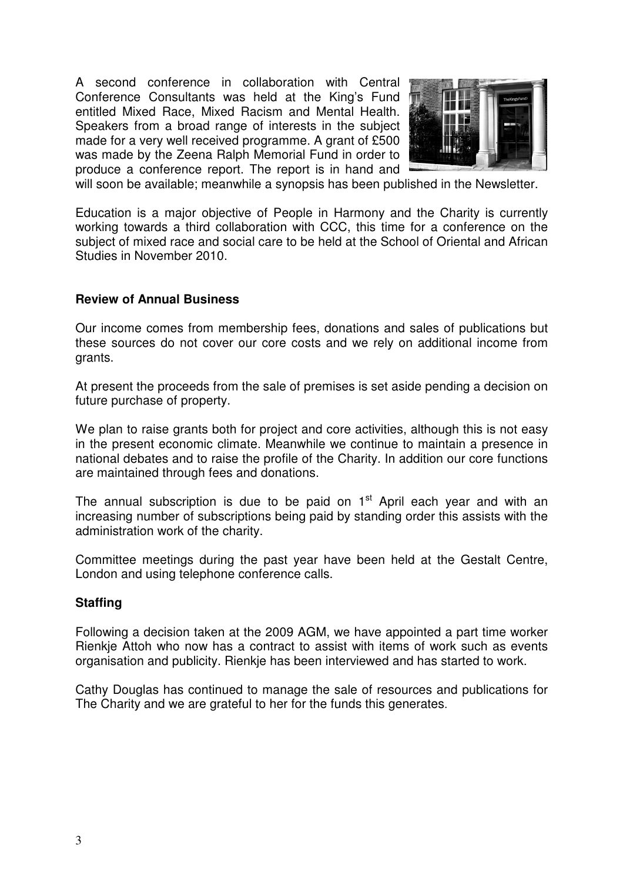A second conference in collaboration with Central Conference Consultants was held at the King's Fund entitled Mixed Race, Mixed Racism and Mental Health. Speakers from a broad range of interests in the subject made for a very well received programme. A grant of £500 was made by the Zeena Ralph Memorial Fund in order to produce a conference report. The report is in hand and will soon be available; meanwhile a synopsis has been published in the Newsletter.

Education is a major objective of People in Harmony and the Charity is currently working towards a third collaboration with CCC, this time for a conference on the subject of mixed race and social care to be held at the School of Oriental and African Studies in November 2010.

**Review of Annual Business**

Our income comes from membership fees, donations and sales of publications but these sources do not cover our core costs and we rely on additional income from grants.

At present the proceeds from the sale of premises is set aside pending a decision on future purchase of property.

We plan to raise grants both for project and core activities, although this is not easy in the present economic climate. Meanwhile we continue to maintain a presence in national debates and to raise the profile of the Charity. In addition our core functions are maintained through fees and donations.

The annual subscription is due to be paid on 1st April each year and with an increasing number of subscriptions being paid by standing order this assists with the administration work of the charity.

Committee meetings during the past year have been held at the Gestalt Centre, London and using telephone conference calls.

**Staffing**

Following a decision taken at the 2009 AGM, we have appointed a part time worker Rienkje Attoh who now has a contract to assist with items of work such as events organisation and publicity. Rienkje has been interviewed and has started to work.

Cathy Douglas has continued to manage the sale of resources and publications for The Charity and we are grateful to her for the funds this generates.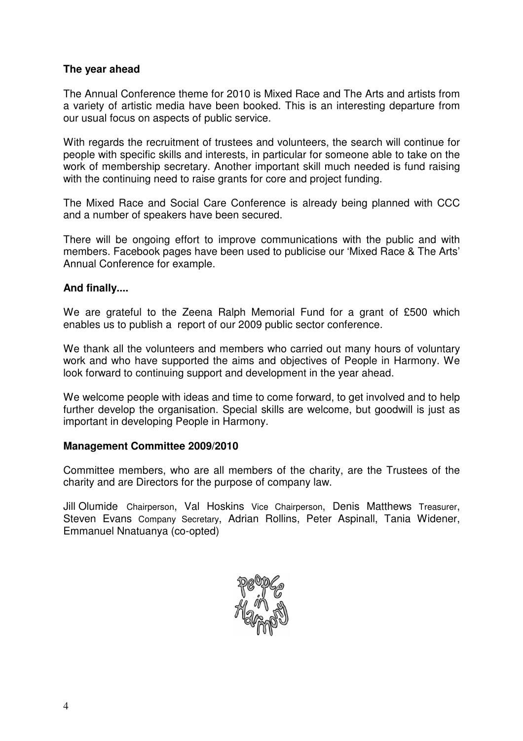**The year ahead**

The Annual Conference theme for 2010 is Mixed Race and The Arts and artists from a variety of artistic media have been booked. This is an interesting departure from our usual focus on aspects of public service.

With regards the recruitment of trustees and volunteers, the search will continue for people with specific skills and interests, in particular for someone able to take on the work of membership secretary. Another important skill much needed is fund raising with the continuing need to raise grants for core and project funding.

The Mixed Race and Social Care Conference is already being planned with CCC and a number of speakers have been secured.

There will be ongoing effort to improve communications with the public and with members. Facebook pages have been used to publicise our 'Mixed Race & The Arts' Annual Conference for example.

**And finally....**

We are grateful to the Zeena Ralph Memorial Fund for a grant of £500 which enables us to publish a report of our 2009 public sector conference.

We thank all the volunteers and members who carried out many hours of voluntary work and who have supported the aims and objectives of People in Harmony. We look forward to continuing support and development in the year ahead.

We welcome people with ideas and time to come forward, to get involved and to help further develop the organisation. Special skills are welcome, but goodwill is just as important in developing People in Harmony.

**Management Committee 2009/2010**

Committee members, who are all members of the charity, are the Trustees of the charity and are Directors for the purpose of company law.

Jill Olumide Chairperson, Val Hoskins Vice Chairperson, Denis Matthews Treasurer, Steven Evans Company Secretary, Adrian Rollins, Peter Aspinall, Tania Widener, Emmanuel Nnatuanya (co-opted)

People in Harmony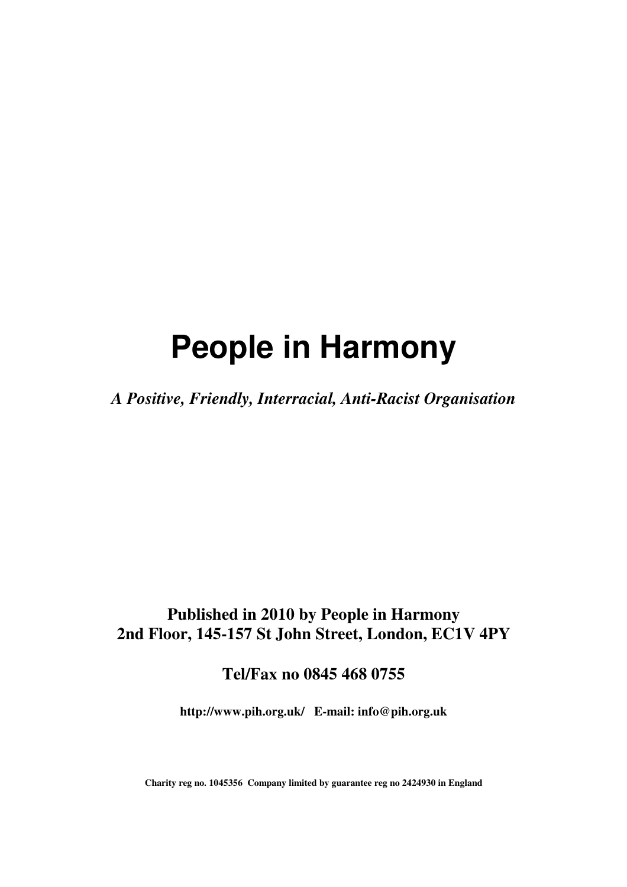# People in Harmony

*A Positive, Friendly, Interracial, Anti-Racist Organisation*

**Published in 2010 by People in Harmony**
**2nd Floor, 145-157 St John Street, London, EC1V 4PY**

**Tel/Fax no 0845 468 0755**

**http://www.pih.org.uk/ E-mail: info@pih.org.uk**

**Charity reg no. 1045356 Company limited by guarantee reg no 2424930 in England**